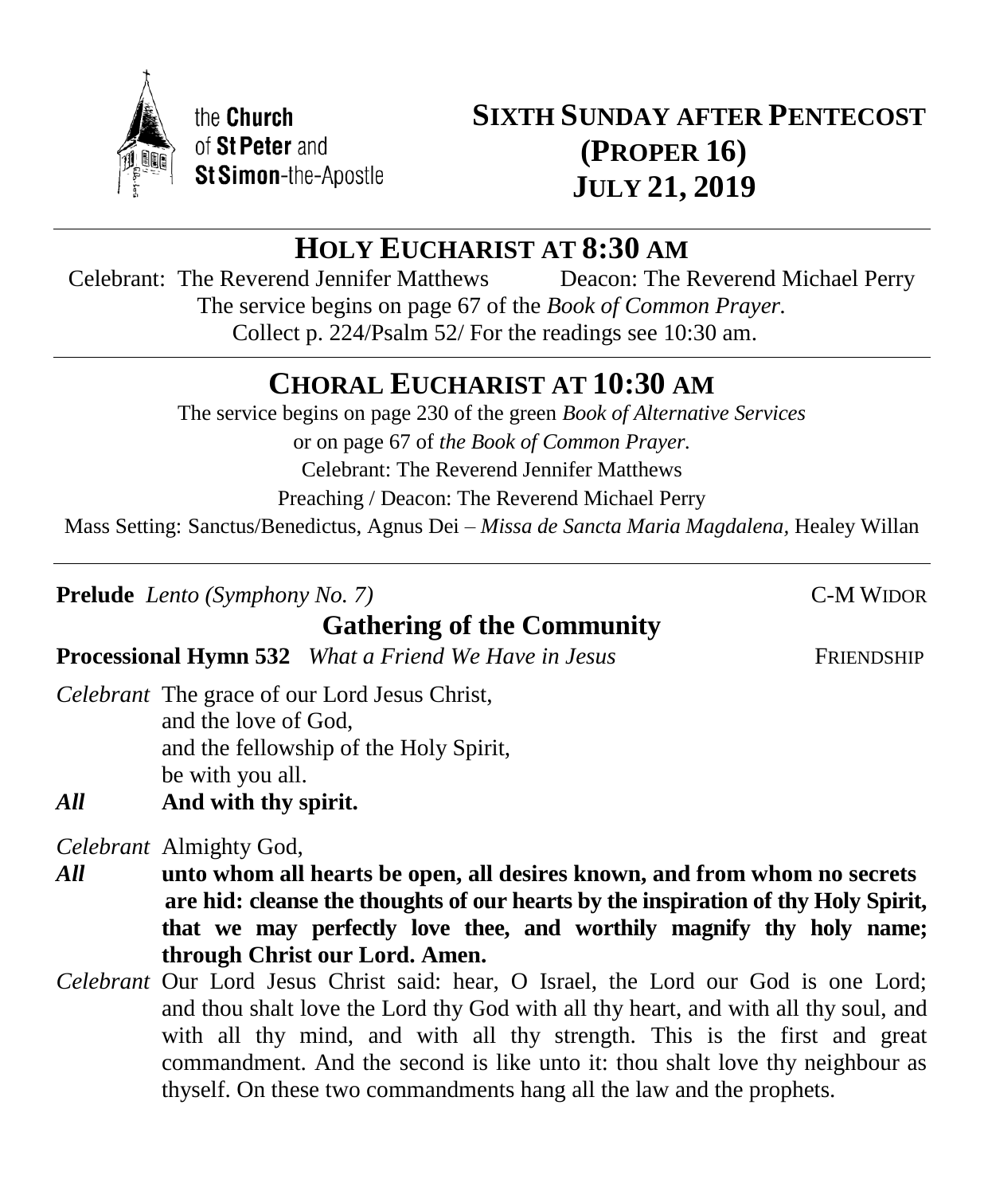the **Church** of **St Peter** and **St Simon**-the-Apostle

# SIXTH SUNDAY AFTER PENTECOST (PROPER 16) JULY 21, 2019

## HOLY EUCHARIST AT 8:30 AM

Celebrant: The Reverend Jennifer Matthews  Deacon: The Reverend Michael Perry

The service begins on page 67 of the *Book of Common Prayer.*

Collect p. 224/Psalm 52/ For the readings see 10:30 am.

## CHORAL EUCHARIST AT 10:30 AM

The service begins on page 230 of the green *Book of Alternative Services*

or on page 67 of *the Book of Common Prayer.*

Celebrant: The Reverend Jennifer Matthews

Preaching / Deacon: The Reverend Michael Perry

Mass Setting: Sanctus/Benedictus, Agnus Dei – *Missa de Sancta Maria Magdalena*, Healey Willan

**Prelude** *Lento (Symphony No. 7)* C-M WIDOR

### Gathering of the Community

**Processional Hymn 532** *What a Friend We Have in Jesus* FRIENDSHIP

*Celebrant* The grace of our Lord Jesus Christ,
and the love of God,
and the fellowship of the Holy Spirit,
be with you all.

***All*** **And with thy spirit.**

*Celebrant* Almighty God,

***All*** **unto whom all hearts be open, all desires known, and from whom no secrets are hid: cleanse the thoughts of our hearts by the inspiration of thy Holy Spirit, that we may perfectly love thee, and worthily magnify thy holy name; through Christ our Lord. Amen.**

*Celebrant* Our Lord Jesus Christ said: hear, O Israel, the Lord our God is one Lord; and thou shalt love the Lord thy God with all thy heart, and with all thy soul, and with all thy mind, and with all thy strength. This is the first and great commandment. And the second is like unto it: thou shalt love thy neighbour as thyself. On these two commandments hang all the law and the prophets.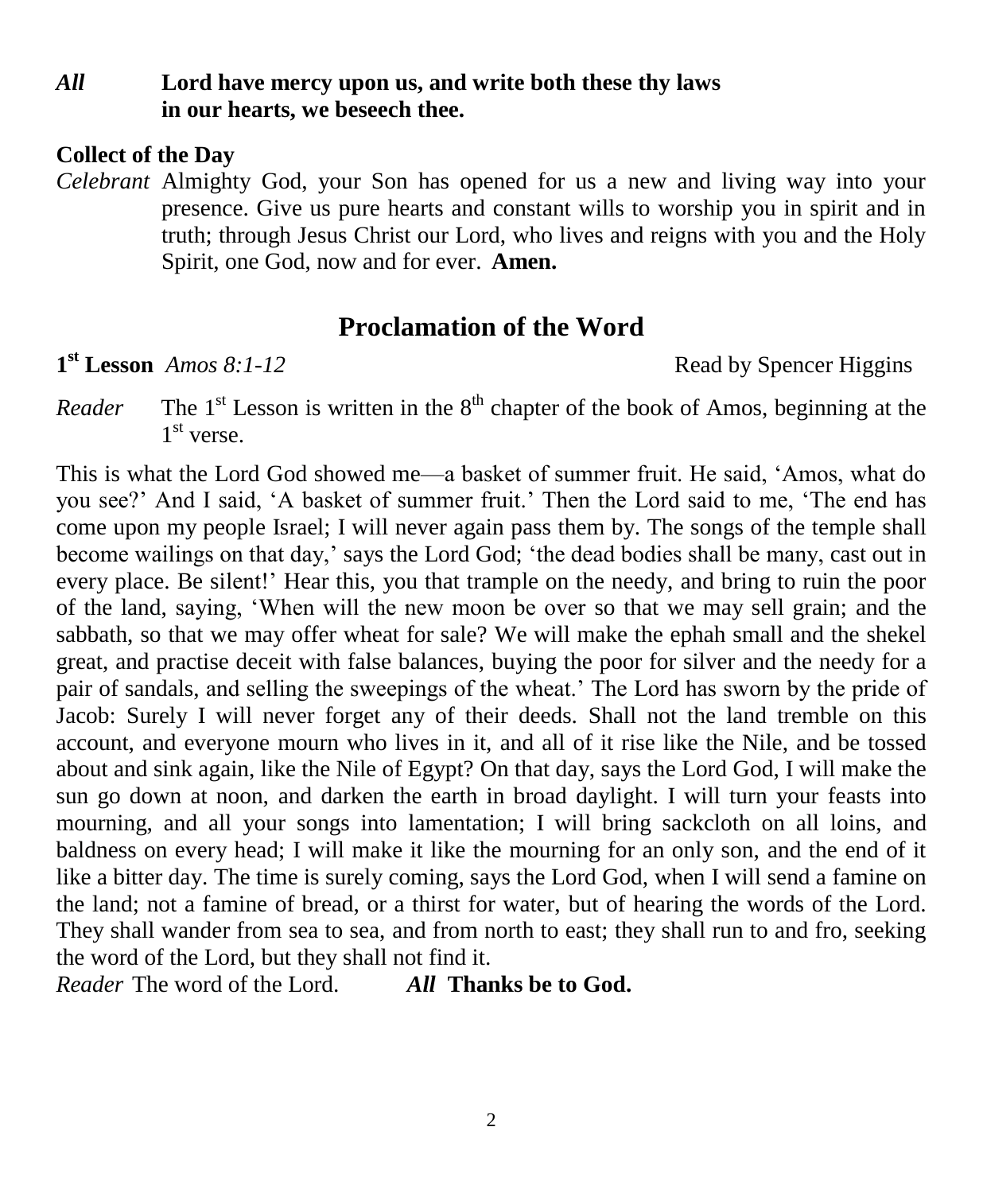*All* **Lord have mercy upon us, and write both these thy laws in our hearts, we beseech thee.**

**Collect of the Day**

*Celebrant* Almighty God, your Son has opened for us a new and living way into your presence. Give us pure hearts and constant wills to worship you in spirit and in truth; through Jesus Christ our Lord, who lives and reigns with you and the Holy Spirit, one God, now and for ever. **Amen.**

## Proclamation of the Word

**1st Lesson** *Amos 8:1-12* Read by Spencer Higgins

*Reader* The 1st Lesson is written in the 8th chapter of the book of Amos, beginning at the 1st verse.

This is what the Lord God showed me—a basket of summer fruit. He said, 'Amos, what do you see?' And I said, 'A basket of summer fruit.' Then the Lord said to me, 'The end has come upon my people Israel; I will never again pass them by. The songs of the temple shall become wailings on that day,' says the Lord God; 'the dead bodies shall be many, cast out in every place. Be silent!' Hear this, you that trample on the needy, and bring to ruin the poor of the land, saying, 'When will the new moon be over so that we may sell grain; and the sabbath, so that we may offer wheat for sale? We will make the ephah small and the shekel great, and practise deceit with false balances, buying the poor for silver and the needy for a pair of sandals, and selling the sweepings of the wheat.' The Lord has sworn by the pride of Jacob: Surely I will never forget any of their deeds. Shall not the land tremble on this account, and everyone mourn who lives in it, and all of it rise like the Nile, and be tossed about and sink again, like the Nile of Egypt? On that day, says the Lord God, I will make the sun go down at noon, and darken the earth in broad daylight. I will turn your feasts into mourning, and all your songs into lamentation; I will bring sackcloth on all loins, and baldness on every head; I will make it like the mourning for an only son, and the end of it like a bitter day. The time is surely coming, says the Lord God, when I will send a famine on the land; not a famine of bread, or a thirst for water, but of hearing the words of the Lord. They shall wander from sea to sea, and from north to east; they shall run to and fro, seeking the word of the Lord, but they shall not find it.

*Reader* The word of the Lord. *All* **Thanks be to God.**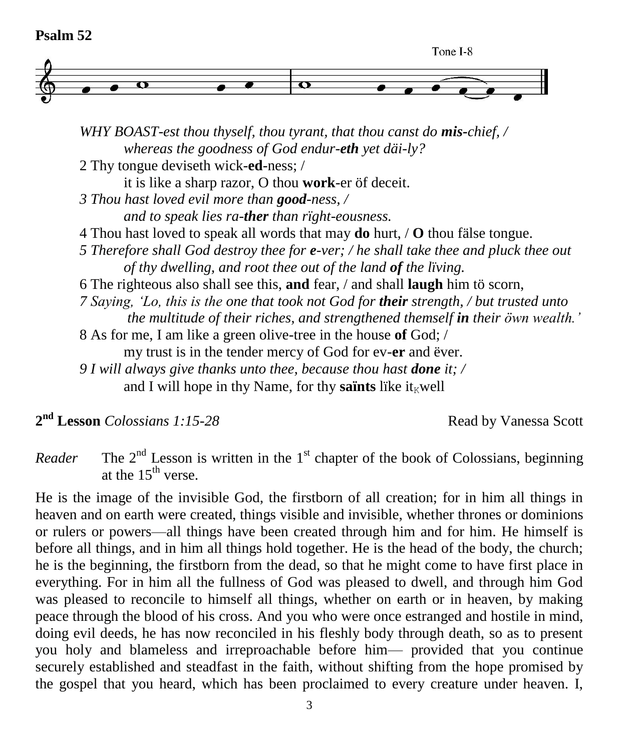**Psalm 52**

Tone I-8

*WHY BOAST-est thou thyself, thou tyrant, that thou canst do* ***mis****-chief, /*
*whereas the goodness of God endur-****eth*** *yet däi-ly?*

2 Thy tongue deviseth wick-**ed**-ness; /
it is like a sharp razor, O thou **work**-er öf deceit.

*3 Thou hast loved evil more than* ***good****-ness, /*
*and to speak lies ra-****ther*** *than rïght-eousness.*

4 Thou hast loved to speak all words that may **do** hurt, / **O** thou fälse tongue.

*5 Therefore shall God destroy thee for* ***e****-ver; / he shall take thee and pluck thee out of thy dwelling, and root thee out of the land* ***of*** *the lïving.*

6 The righteous also shall see this, **and** fear, / and shall **laugh** him tö scorn,

*7 Saying, 'Lo, this is the one that took not God for* ***their*** *strength, / but trusted unto the multitude of their riches, and strengthened themself* ***in*** *their öwn wealth.'*

8 As for me, I am like a green olive-tree in the house **of** God; /
my trust is in the tender mercy of God for ev-**er** and ëver.

*9 I will always give thanks unto thee, because thou hast* ***done*** *it; /*
and I will hope in thy Name, for thy **saïnts** lïke it well

**2nd Lesson** *Colossians 1:15-28* Read by Vanessa Scott

*Reader* The 2nd Lesson is written in the 1st chapter of the book of Colossians, beginning at the 15th verse.

He is the image of the invisible God, the firstborn of all creation; for in him all things in heaven and on earth were created, things visible and invisible, whether thrones or dominions or rulers or powers—all things have been created through him and for him. He himself is before all things, and in him all things hold together. He is the head of the body, the church; he is the beginning, the firstborn from the dead, so that he might come to have first place in everything. For in him all the fullness of God was pleased to dwell, and through him God was pleased to reconcile to himself all things, whether on earth or in heaven, by making peace through the blood of his cross. And you who were once estranged and hostile in mind, doing evil deeds, he has now reconciled in his fleshly body through death, so as to present you holy and blameless and irreproachable before him— provided that you continue securely established and steadfast in the faith, without shifting from the hope promised by the gospel that you heard, which has been proclaimed to every creature under heaven. I,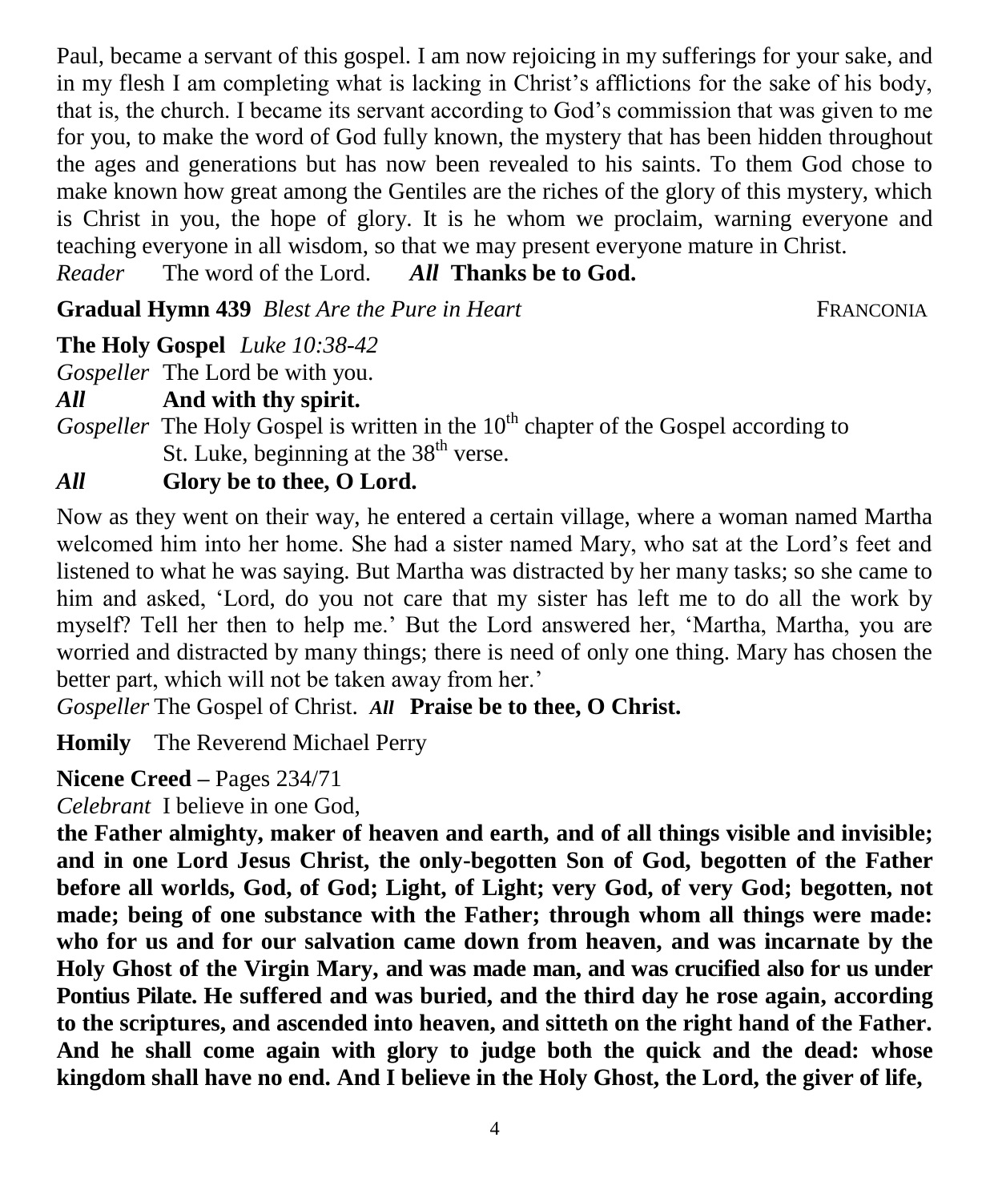Paul, became a servant of this gospel. I am now rejoicing in my sufferings for your sake, and in my flesh I am completing what is lacking in Christ's afflictions for the sake of his body, that is, the church. I became its servant according to God's commission that was given to me for you, to make the word of God fully known, the mystery that has been hidden throughout the ages and generations but has now been revealed to his saints. To them God chose to make known how great among the Gentiles are the riches of the glory of this mystery, which is Christ in you, the hope of glory. It is he whom we proclaim, warning everyone and teaching everyone in all wisdom, so that we may present everyone mature in Christ.

*Reader* The word of the Lord. ***All* Thanks be to God.**

**Gradual Hymn 439** *Blest Are the Pure in Heart* FRANCONIA

**The Holy Gospel** *Luke 10:38-42*

*Gospeller* The Lord be with you.

***All* And with thy spirit.**

*Gospeller* The Holy Gospel is written in the 10th chapter of the Gospel according to St. Luke, beginning at the 38th verse.

***All* Glory be to thee, O Lord.**

Now as they went on their way, he entered a certain village, where a woman named Martha welcomed him into her home. She had a sister named Mary, who sat at the Lord's feet and listened to what he was saying. But Martha was distracted by her many tasks; so she came to him and asked, 'Lord, do you not care that my sister has left me to do all the work by myself? Tell her then to help me.' But the Lord answered her, 'Martha, Martha, you are worried and distracted by many things; there is need of only one thing. Mary has chosen the better part, which will not be taken away from her.'

*Gospeller* The Gospel of Christ. ***All* Praise be to thee, O Christ.**

**Homily** The Reverend Michael Perry

**Nicene Creed –** Pages 234/71

*Celebrant* I believe in one God,

**the Father almighty, maker of heaven and earth, and of all things visible and invisible; and in one Lord Jesus Christ, the only-begotten Son of God, begotten of the Father before all worlds, God, of God; Light, of Light; very God, of very God; begotten, not made; being of one substance with the Father; through whom all things were made: who for us and for our salvation came down from heaven, and was incarnate by the Holy Ghost of the Virgin Mary, and was made man, and was crucified also for us under Pontius Pilate. He suffered and was buried, and the third day he rose again, according to the scriptures, and ascended into heaven, and sitteth on the right hand of the Father. And he shall come again with glory to judge both the quick and the dead: whose kingdom shall have no end. And I believe in the Holy Ghost, the Lord, the giver of life,**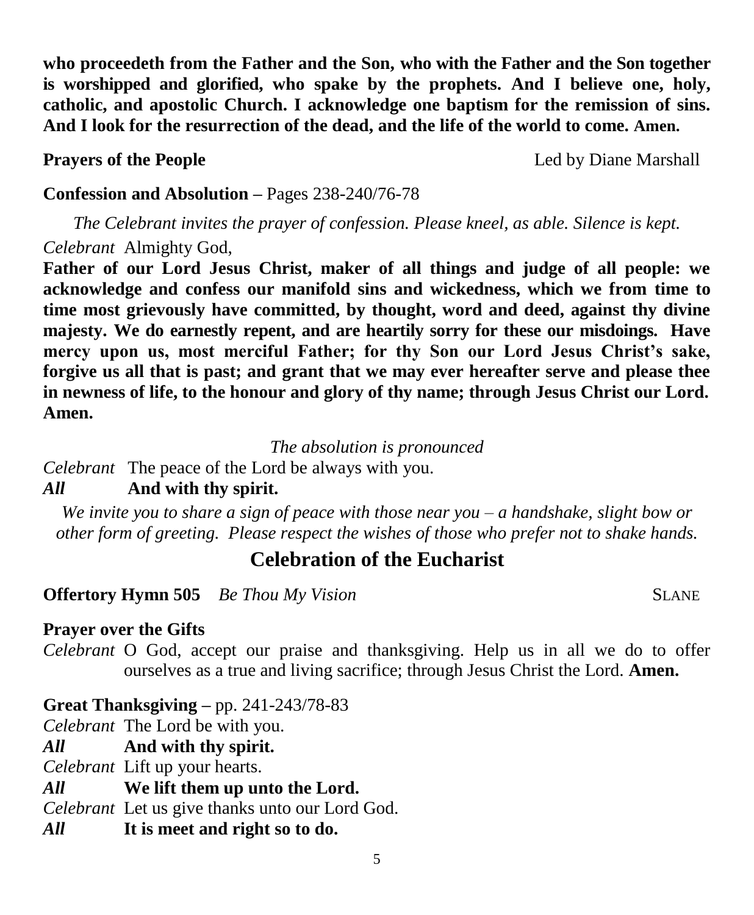**who proceedeth from the Father and the Son, who with the Father and the Son together is worshipped and glorified, who spake by the prophets. And I believe one, holy, catholic, and apostolic Church. I acknowledge one baptism for the remission of sins. And I look for the resurrection of the dead, and the life of the world to come. Amen.**

**Prayers of the People** Led by Diane Marshall

**Confession and Absolution –** Pages 238-240/76-78

*The Celebrant invites the prayer of confession. Please kneel, as able. Silence is kept.*

*Celebrant* Almighty God,

**Father of our Lord Jesus Christ, maker of all things and judge of all people: we acknowledge and confess our manifold sins and wickedness, which we from time to time most grievously have committed, by thought, word and deed, against thy divine majesty. We do earnestly repent, and are heartily sorry for these our misdoings. Have mercy upon us, most merciful Father; for thy Son our Lord Jesus Christ's sake, forgive us all that is past; and grant that we may ever hereafter serve and please thee in newness of life, to the honour and glory of thy name; through Jesus Christ our Lord. Amen.**

*The absolution is pronounced*

*Celebrant* The peace of the Lord be always with you.
***All*** **And with thy spirit.**

*We invite you to share a sign of peace with those near you – a handshake, slight bow or other form of greeting. Please respect the wishes of those who prefer not to shake hands.*

## Celebration of the Eucharist

**Offertory Hymn 505** *Be Thou My Vision* SLANE

**Prayer over the Gifts**

*Celebrant* O God, accept our praise and thanksgiving. Help us in all we do to offer ourselves as a true and living sacrifice; through Jesus Christ the Lord. **Amen.**

**Great Thanksgiving –** pp. 241-243/78-83

*Celebrant* The Lord be with you.
***All*** **And with thy spirit.**
*Celebrant* Lift up your hearts.
***All*** **We lift them up unto the Lord.**
*Celebrant* Let us give thanks unto our Lord God.
***All*** **It is meet and right so to do.**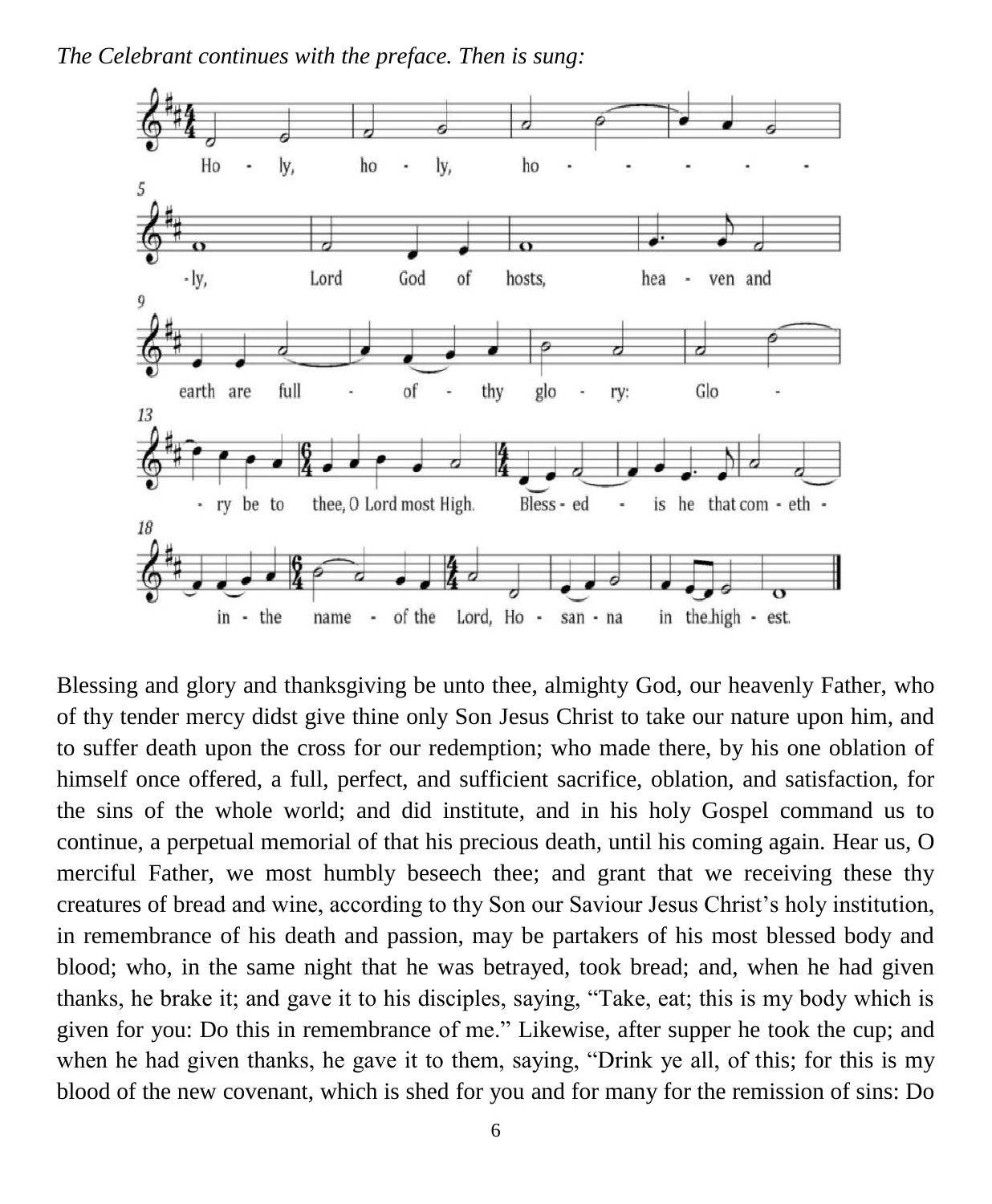*The Celebrant continues with the preface. Then is sung:*

Blessing and glory and thanksgiving be unto thee, almighty God, our heavenly Father, who of thy tender mercy didst give thine only Son Jesus Christ to take our nature upon him, and to suffer death upon the cross for our redemption; who made there, by his one oblation of himself once offered, a full, perfect, and sufficient sacrifice, oblation, and satisfaction, for the sins of the whole world; and did institute, and in his holy Gospel command us to continue, a perpetual memorial of that his precious death, until his coming again. Hear us, O merciful Father, we most humbly beseech thee; and grant that we receiving these thy creatures of bread and wine, according to thy Son our Saviour Jesus Christ's holy institution, in remembrance of his death and passion, may be partakers of his most blessed body and blood; who, in the same night that he was betrayed, took bread; and, when he had given thanks, he brake it; and gave it to his disciples, saying, "Take, eat; this is my body which is given for you: Do this in remembrance of me." Likewise, after supper he took the cup; and when he had given thanks, he gave it to them, saying, "Drink ye all, of this; for this is my blood of the new covenant, which is shed for you and for many for the remission of sins: Do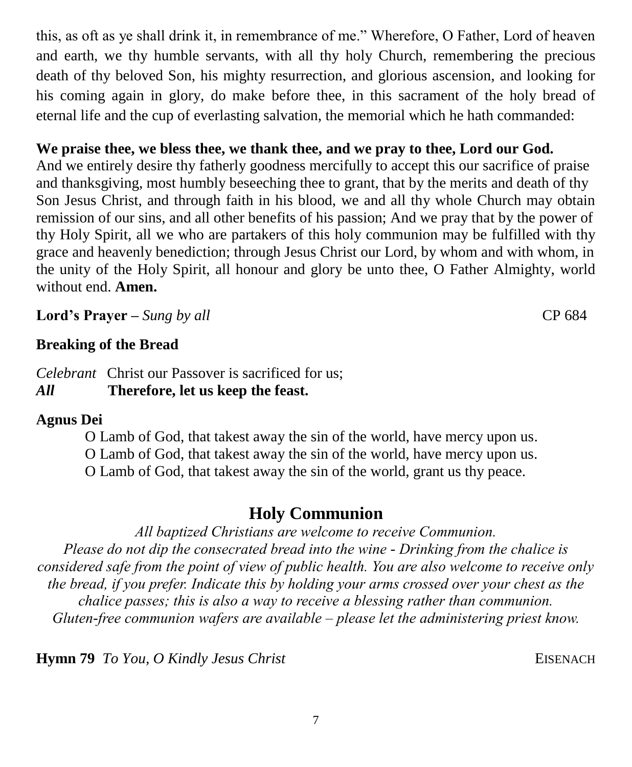this, as oft as ye shall drink it, in remembrance of me." Wherefore, O Father, Lord of heaven and earth, we thy humble servants, with all thy holy Church, remembering the precious death of thy beloved Son, his mighty resurrection, and glorious ascension, and looking for his coming again in glory, do make before thee, in this sacrament of the holy bread of eternal life and the cup of everlasting salvation, the memorial which he hath commanded:

**We praise thee, we bless thee, we thank thee, and we pray to thee, Lord our God.**
And we entirely desire thy fatherly goodness mercifully to accept this our sacrifice of praise and thanksgiving, most humbly beseeching thee to grant, that by the merits and death of thy Son Jesus Christ, and through faith in his blood, we and all thy whole Church may obtain remission of our sins, and all other benefits of his passion; And we pray that by the power of thy Holy Spirit, all we who are partakers of this holy communion may be fulfilled with thy grace and heavenly benediction; through Jesus Christ our Lord, by whom and with whom, in the unity of the Holy Spirit, all honour and glory be unto thee, O Father Almighty, world without end. **Amen.**

**Lord's Prayer –** *Sung by all* CP 684

**Breaking of the Bread**

*Celebrant* Christ our Passover is sacrificed for us;
***All*** **Therefore, let us keep the feast.**

**Agnus Dei**

O Lamb of God, that takest away the sin of the world, have mercy upon us.
O Lamb of God, that takest away the sin of the world, have mercy upon us.
O Lamb of God, that takest away the sin of the world, grant us thy peace.

## Holy Communion

*All baptized Christians are welcome to receive Communion.*
*Please do not dip the consecrated bread into the wine - Drinking from the chalice is considered safe from the point of view of public health. You are also welcome to receive only the bread, if you prefer. Indicate this by holding your arms crossed over your chest as the chalice passes; this is also a way to receive a blessing rather than communion.*
*Gluten-free communion wafers are available – please let the administering priest know.*

**Hymn 79** *To You, O Kindly Jesus Christ* EISENACH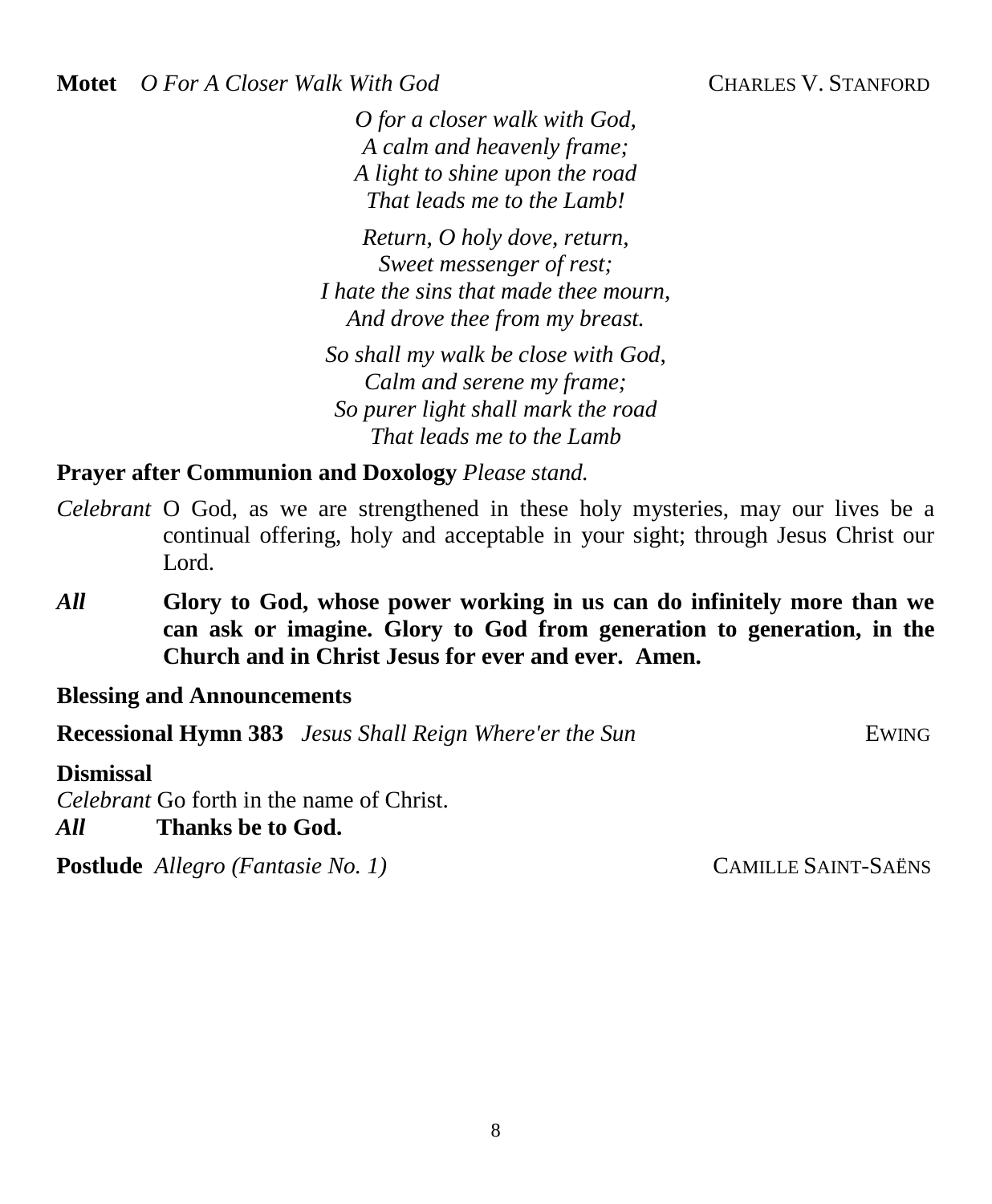**Motet** *O For A Closer Walk With God* CHARLES V. STANFORD

*O for a closer walk with God,*
*A calm and heavenly frame;*
*A light to shine upon the road*
*That leads me to the Lamb!*

*Return, O holy dove, return,*
*Sweet messenger of rest;*
*I hate the sins that made thee mourn,*
*And drove thee from my breast.*

*So shall my walk be close with God,*
*Calm and serene my frame;*
*So purer light shall mark the road*
*That leads me to the Lamb*

**Prayer after Communion and Doxology** *Please stand.*

*Celebrant* O God, as we are strengthened in these holy mysteries, may our lives be a continual offering, holy and acceptable in your sight; through Jesus Christ our Lord.

***All*** **Glory to God, whose power working in us can do infinitely more than we can ask or imagine. Glory to God from generation to generation, in the Church and in Christ Jesus for ever and ever. Amen.**

**Blessing and Announcements**

**Recessional Hymn 383** *Jesus Shall Reign Where'er the Sun* EWING

**Dismissal**

*Celebrant* Go forth in the name of Christ.
***All*** **Thanks be to God.**

**Postlude** *Allegro (Fantasie No. 1)* CAMILLE SAINT-SAËNS